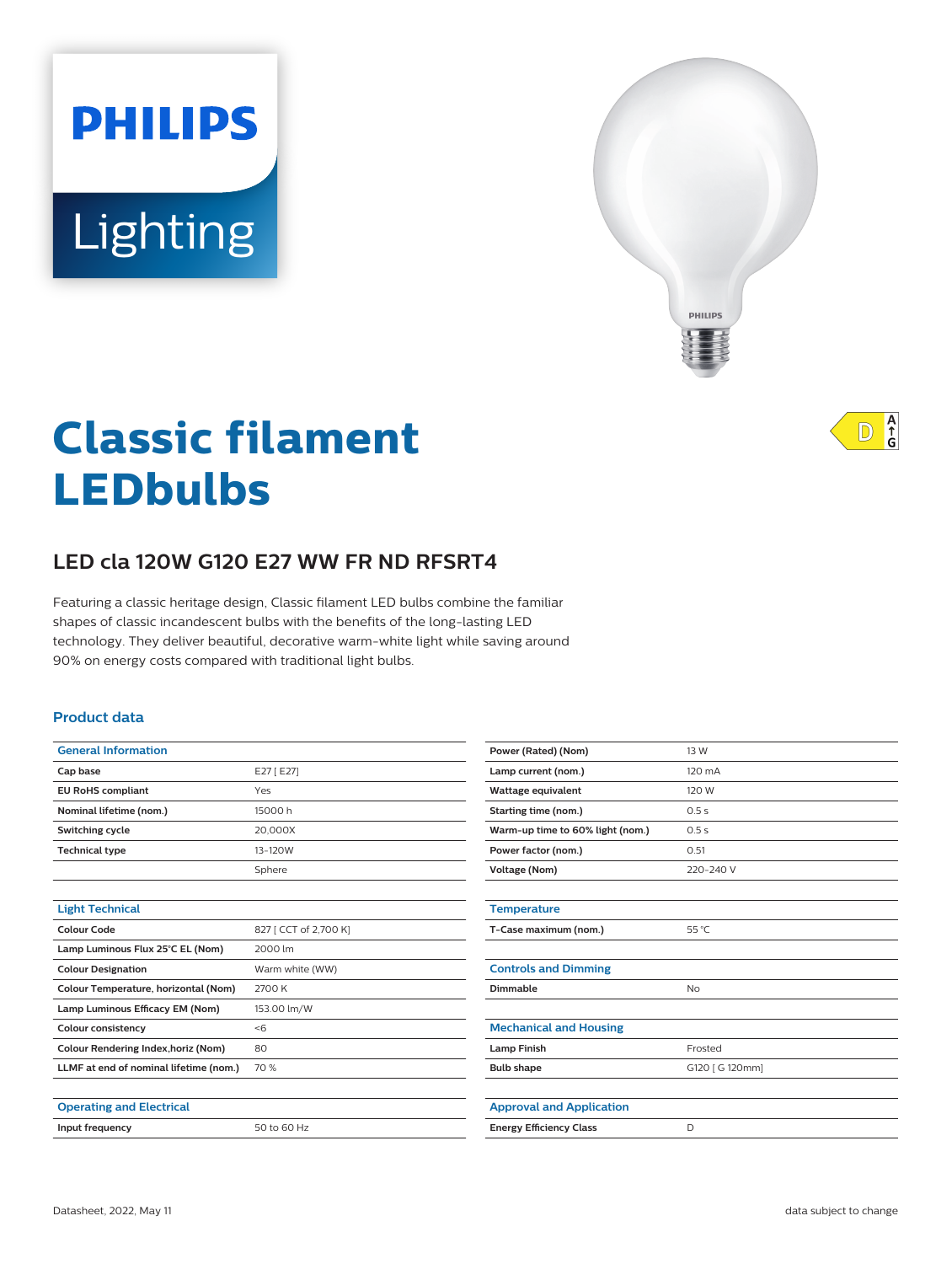PHILIPS

Lighting

# Classic filament LEDbulbs

## LED cla 120W G120 E27 WW FR ND RFSRT4

Featuring a classic heritage design, Classic filament LED bulbs combine the familiar shapes of classic incandescent bulbs with the benefits of the long-lasting LED technology. They deliver beautiful, decorative warm-white light while saving around 90% on energy costs compared with traditional light bulbs.

### Product data

| General Information | |
|---|---|
| Cap base | E27 [ E27] |
| EU RoHS compliant | Yes |
| Nominal lifetime (nom.) | 15000 h |
| Switching cycle | 20,000X |
| Technical type | 13-120W |
| | Sphere |

| Light Technical | |
|---|---|
| Colour Code | 827 [ CCT of 2,700 K] |
| Lamp Luminous Flux 25°C EL (Nom) | 2000 lm |
| Colour Designation | Warm white (WW) |
| Colour Temperature, horizontal (Nom) | 2700 K |
| Lamp Luminous Efficacy EM (Nom) | 153.00 lm/W |
| Colour consistency | <6 |
| Colour Rendering Index,horiz (Nom) | 80 |
| LLMF at end of nominal lifetime (nom.) | 70 % |

| Operating and Electrical | |
|---|---|
| Input frequency | 50 to 60 Hz |
| Power (Rated) (Nom) | 13 W |
| Lamp current (nom.) | 120 mA |
| Wattage equivalent | 120 W |
| Starting time (nom.) | 0.5 s |
| Warm-up time to 60% light (nom.) | 0.5 s |
| Power factor (nom.) | 0.51 |
| Voltage (Nom) | 220-240 V |

| Temperature | |
|---|---|
| T-Case maximum (nom.) | 55 °C |

| Controls and Dimming | |
|---|---|
| Dimmable | No |

| Mechanical and Housing | |
|---|---|
| Lamp Finish | Frosted |
| Bulb shape | G120 [ G 120mm] |

| Approval and Application | |
|---|---|
| Energy Efficiency Class | D |

Datasheet, 2022, May 11

data subject to change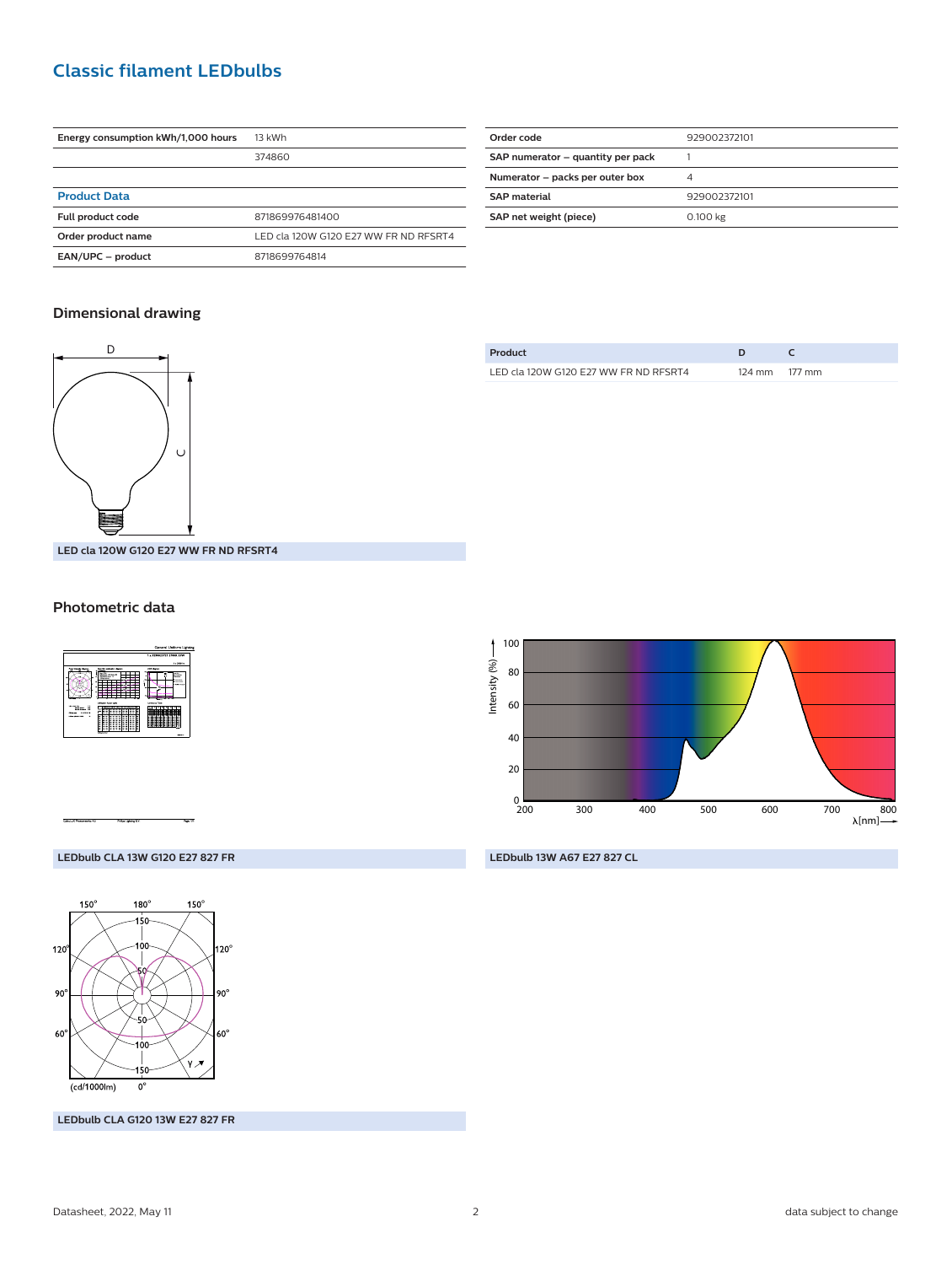## Classic filament LEDbulbs

| Energy consumption kWh/1,000 hours | 13 kWh |
|---|---|
| | 374860 |
| | |
| **Product Data** | |
| Full product code | 871869976481400 |
| Order product name | LED cla 120W G120 E27 WW FR ND RFSRT4 |
| EAN/UPC – product | 8718699764814 |

| Order code | 929002372101 |
|---|---|
| SAP numerator – quantity per pack | 1 |
| Numerator – packs per outer box | 4 |
| SAP material | 929002372101 |
| SAP net weight (piece) | 0.100 kg |

### Dimensional drawing

LED cla 120W G120 E27 WW FR ND RFSRT4

| Product | D | C |
|---|---|---|
| LED cla 120W G120 E27 WW FR ND RFSRT4 | 124 mm | 177 mm |

### Photometric data

LEDbulb CLA 13W G120 E27 827 FR

LEDbulb 13W A67 E27 827 CL

LEDbulb CLA G120 13W E27 827 FR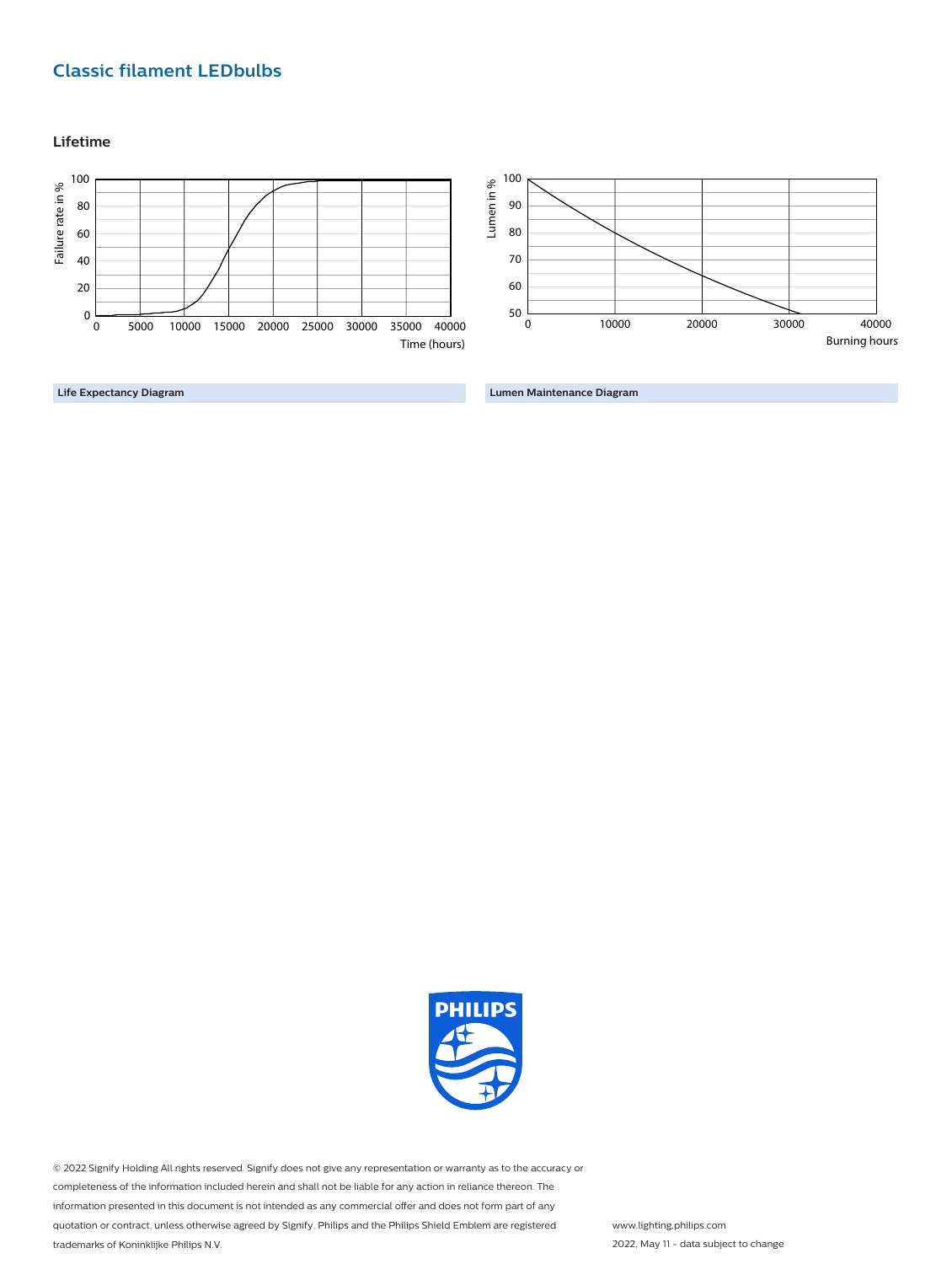## Classic filament LEDbulbs

### Lifetime

Failure rate in %
100
80
60
40
20
0
0 5000 10000 15000 20000 25000 30000 35000 40000
Time (hours)

Lumen in %
100
90
80
70
60
50
0 10000 20000 30000 40000
Burning hours

**Life Expectancy Diagram**

**Lumen Maintenance Diagram**

© 2022 Signify Holding All rights reserved. Signify does not give any representation or warranty as to the accuracy or completeness of the information included herein and shall not be liable for any action in reliance thereon. The information presented in this document is not intended as any commercial offer and does not form part of any quotation or contract, unless otherwise agreed by Signify. Philips and the Philips Shield Emblem are registered trademarks of Koninklijke Philips N.V.

www.lighting.philips.com

2022, May 11 - data subject to change